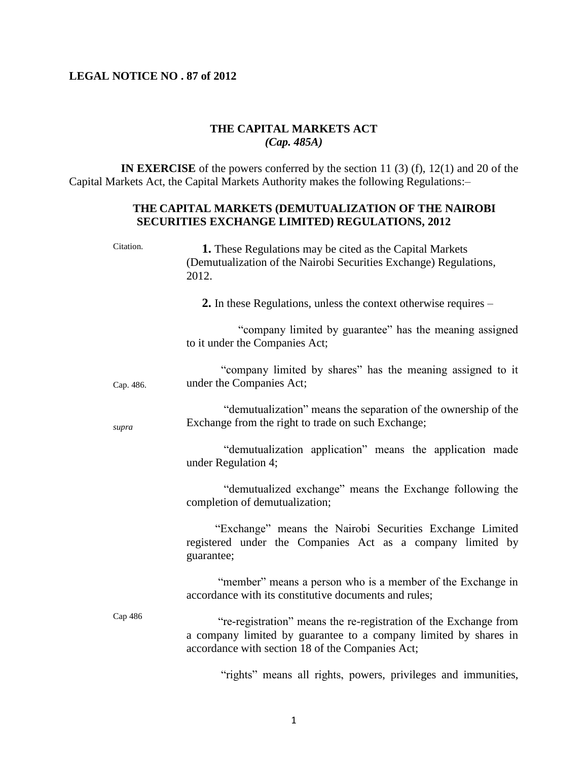**LEGAL NOTICE NO . 87 of 2012**

## THE CAPITAL MARKETS ACT
*(Cap. 485A)*

**IN EXERCISE** of the powers conferred by the section 11 (3) (f), 12(1) and 20 of the Capital Markets Act, the Capital Markets Authority makes the following Regulations:–

### THE CAPITAL MARKETS (DEMUTUALIZATION OF THE NAIROBI SECURITIES EXCHANGE LIMITED) REGULATIONS, 2012

Citation.

**1.** These Regulations may be cited as the Capital Markets (Demutualization of the Nairobi Securities Exchange) Regulations, 2012.

**2.** In these Regulations, unless the context otherwise requires –

"company limited by guarantee" has the meaning assigned to it under the Companies Act;

Cap. 486.

"company limited by shares" has the meaning assigned to it under the Companies Act;

*supra*

"demutualization" means the separation of the ownership of the Exchange from the right to trade on such Exchange;

"demutualization application" means the application made under Regulation 4;

"demutualized exchange" means the Exchange following the completion of demutualization;

"Exchange" means the Nairobi Securities Exchange Limited registered under the Companies Act as a company limited by guarantee;

"member" means a person who is a member of the Exchange in accordance with its constitutive documents and rules;

Cap 486

"re-registration" means the re-registration of the Exchange from a company limited by guarantee to a company limited by shares in accordance with section 18 of the Companies Act;

"rights" means all rights, powers, privileges and immunities,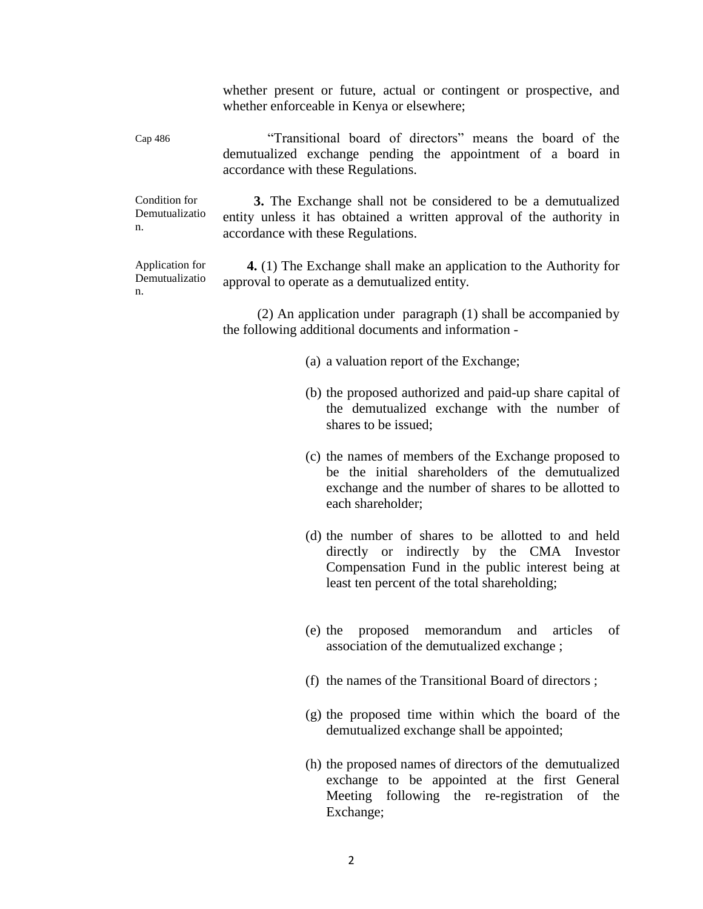whether present or future, actual or contingent or prospective, and whether enforceable in Kenya or elsewhere;

Cap 486

"Transitional board of directors" means the board of the demutualized exchange pending the appointment of a board in accordance with these Regulations.

Condition for Demutualization.

**3.** The Exchange shall not be considered to be a demutualized entity unless it has obtained a written approval of the authority in accordance with these Regulations.

Application for Demutualization.

**4.** (1) The Exchange shall make an application to the Authority for approval to operate as a demutualized entity.

(2) An application under paragraph (1) shall be accompanied by the following additional documents and information -

(a) a valuation report of the Exchange;

(b) the proposed authorized and paid-up share capital of the demutualized exchange with the number of shares to be issued;

(c) the names of members of the Exchange proposed to be the initial shareholders of the demutualized exchange and the number of shares to be allotted to each shareholder;

(d) the number of shares to be allotted to and held directly or indirectly by the CMA Investor Compensation Fund in the public interest being at least ten percent of the total shareholding;

(e) the proposed memorandum and articles of association of the demutualized exchange ;

(f) the names of the Transitional Board of directors ;

(g) the proposed time within which the board of the demutualized exchange shall be appointed;

(h) the proposed names of directors of the demutualized exchange to be appointed at the first General Meeting following the re-registration of the Exchange;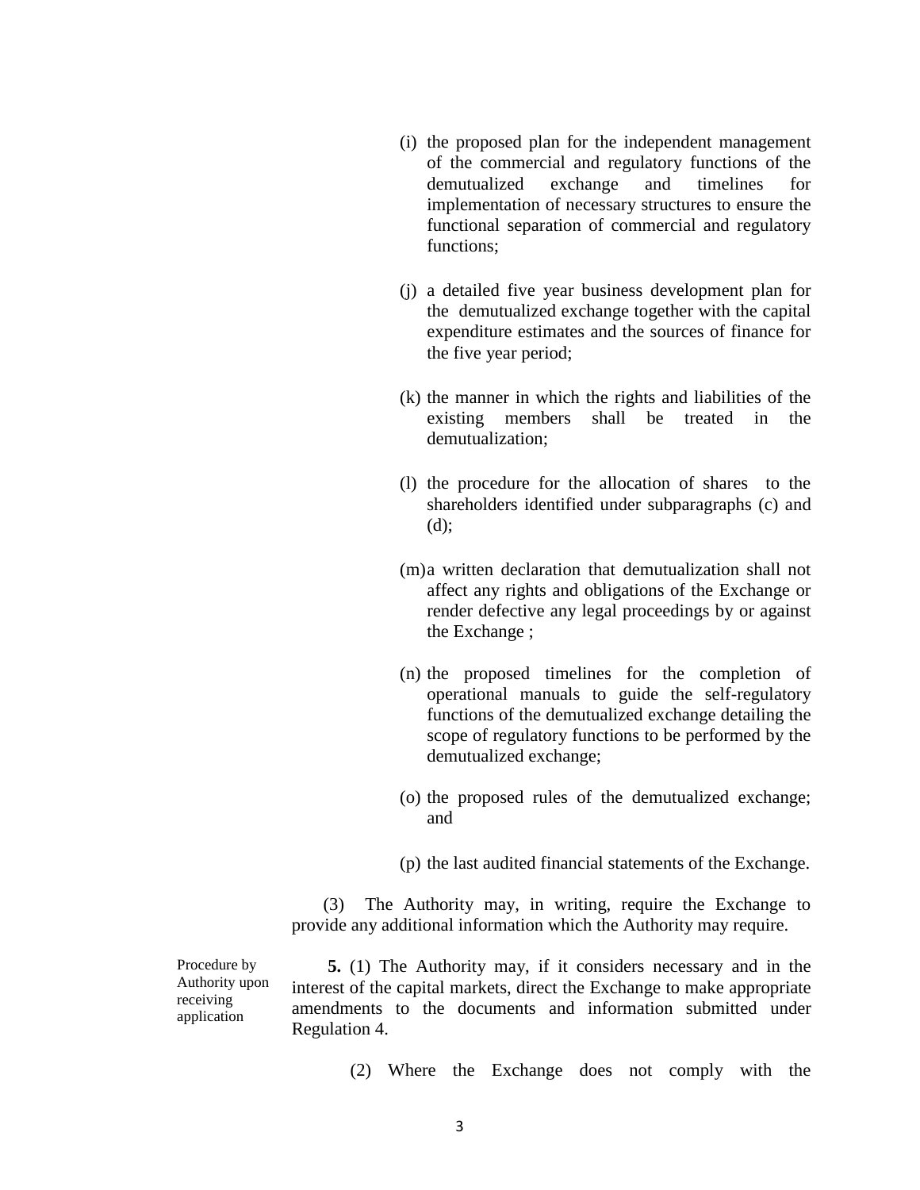(i) the proposed plan for the independent management of the commercial and regulatory functions of the demutualized exchange and timelines for implementation of necessary structures to ensure the functional separation of commercial and regulatory functions;

(j) a detailed five year business development plan for the demutualized exchange together with the capital expenditure estimates and the sources of finance for the five year period;

(k) the manner in which the rights and liabilities of the existing members shall be treated in the demutualization;

(l) the procedure for the allocation of shares to the shareholders identified under subparagraphs (c) and (d);

(m) a written declaration that demutualization shall not affect any rights and obligations of the Exchange or render defective any legal proceedings by or against the Exchange ;

(n) the proposed timelines for the completion of operational manuals to guide the self-regulatory functions of the demutualized exchange detailing the scope of regulatory functions to be performed by the demutualized exchange;

(o) the proposed rules of the demutualized exchange; and

(p) the last audited financial statements of the Exchange.

(3) The Authority may, in writing, require the Exchange to provide any additional information which the Authority may require.

Procedure by Authority upon receiving application

**5.** (1) The Authority may, if it considers necessary and in the interest of the capital markets, direct the Exchange to make appropriate amendments to the documents and information submitted under Regulation 4.

(2) Where the Exchange does not comply with the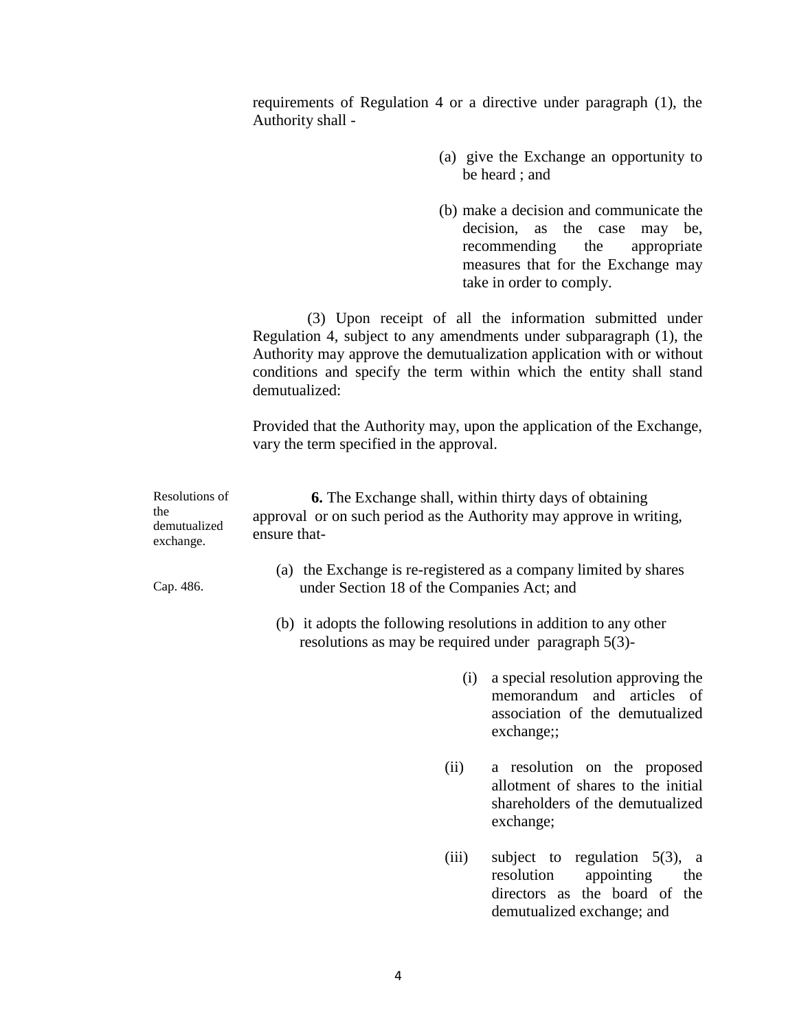requirements of Regulation 4 or a directive under paragraph (1), the Authority shall -

(a) give the Exchange an opportunity to be heard ; and

(b) make a decision and communicate the decision, as the case may be, recommending the appropriate measures that for the Exchange may take in order to comply.

(3) Upon receipt of all the information submitted under Regulation 4, subject to any amendments under subparagraph (1), the Authority may approve the demutualization application with or without conditions and specify the term within which the entity shall stand demutualized:

Provided that the Authority may, upon the application of the Exchange, vary the term specified in the approval.

Resolutions of the demutualized exchange.

**6.** The Exchange shall, within thirty days of obtaining approval or on such period as the Authority may approve in writing, ensure that-

Cap. 486.

(a) the Exchange is re-registered as a company limited by shares under Section 18 of the Companies Act; and

(b) it adopts the following resolutions in addition to any other resolutions as may be required under paragraph 5(3)-

(i) a special resolution approving the memorandum and articles of association of the demutualized exchange;;

(ii) a resolution on the proposed allotment of shares to the initial shareholders of the demutualized exchange;

(iii) subject to regulation 5(3), a resolution appointing the directors as the board of the demutualized exchange; and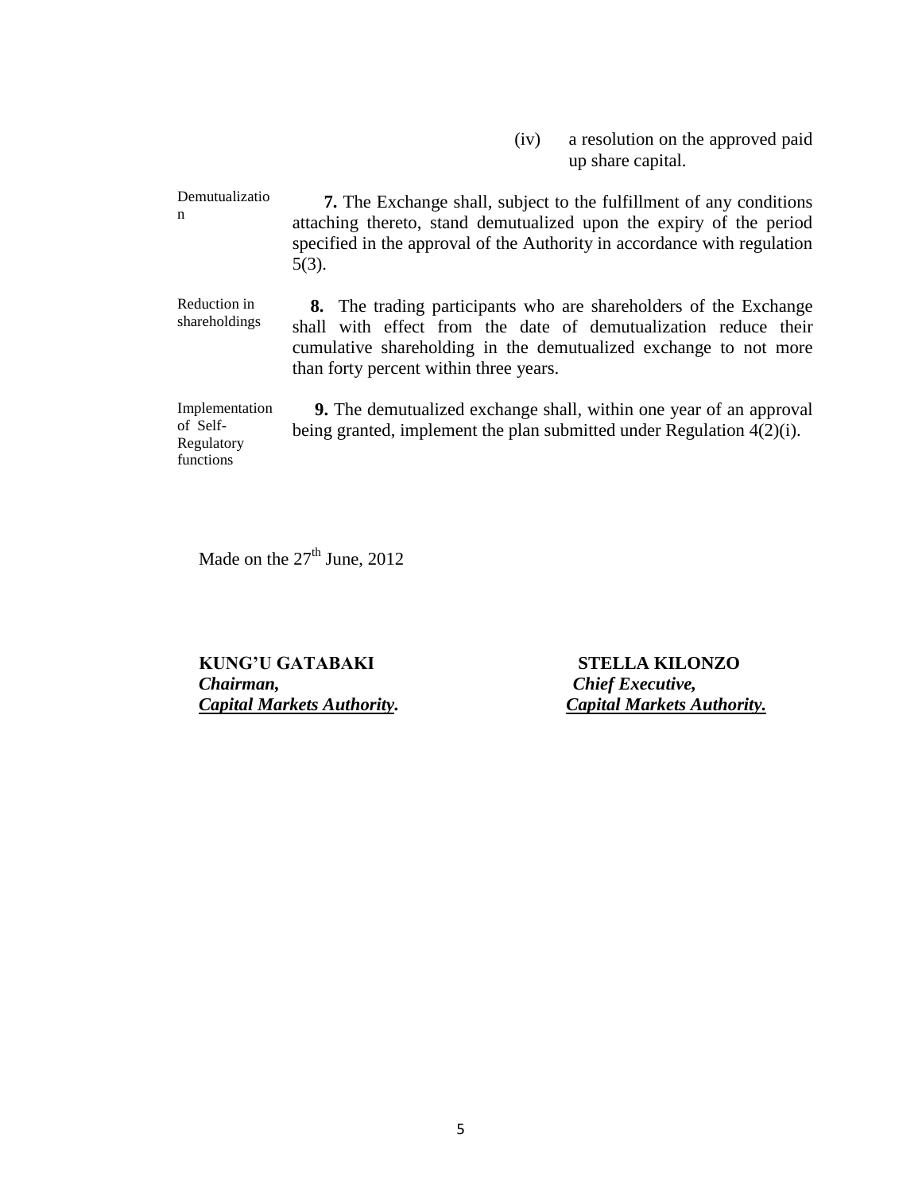(iv) a resolution on the approved paid up share capital.

Demutualization

**7.** The Exchange shall, subject to the fulfillment of any conditions attaching thereto, stand demutualized upon the expiry of the period specified in the approval of the Authority in accordance with regulation 5(3).

Reduction in shareholdings

**8.** The trading participants who are shareholders of the Exchange shall with effect from the date of demutualization reduce their cumulative shareholding in the demutualized exchange to not more than forty percent within three years.

Implementation of Self-Regulatory functions

**9.** The demutualized exchange shall, within one year of an approval being granted, implement the plan submitted under Regulation 4(2)(i).

Made on the 27th June, 2012

**KUNG'U GATABAKI**
***Chairman,***
***Capital Markets Authority.***

**STELLA KILONZO**
***Chief Executive,***
***Capital Markets Authority.***